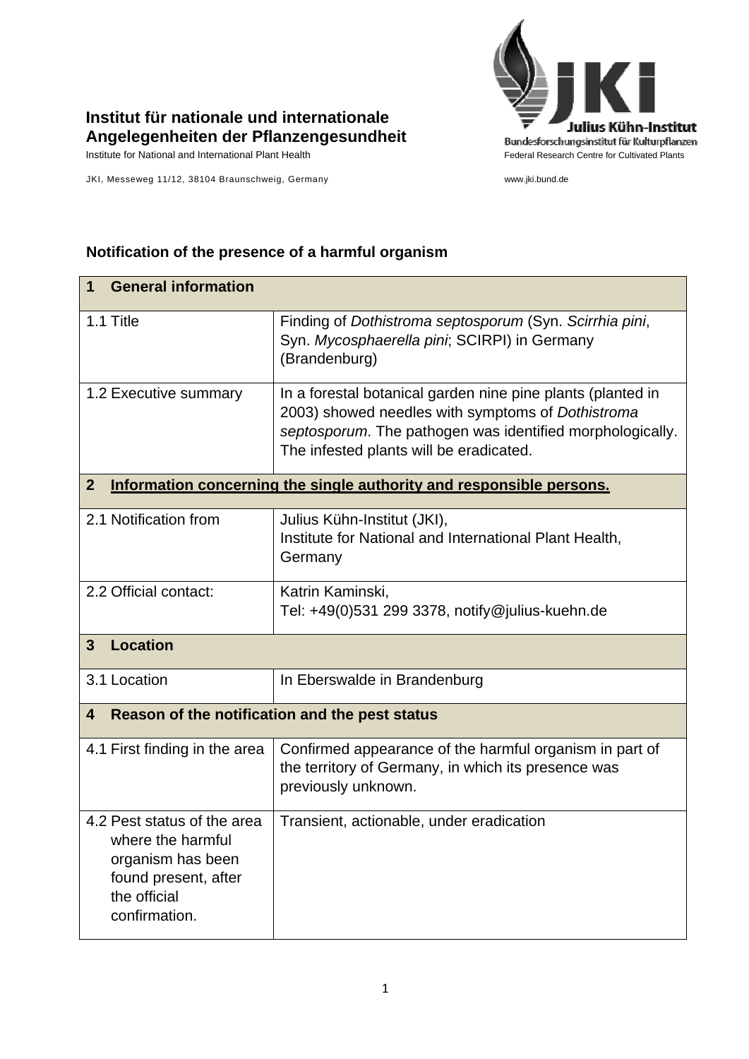**Institut für nationale und internationale Angelegenheiten der Pflanzengesundheit**
Institute for National and International Plant Health

JKI, Messeweg 11/12, 38104 Braunschweig, Germany

**Julius Kühn-Institut**
Bundesforschungsinstitut für Kulturpflanzen
Federal Research Centre for Cultivated Plants

www.jki.bund.de

## Notification of the presence of a harmful organism

| **1 General information** | |
|---|---|
| 1.1 Title | Finding of *Dothistroma septosporum* (Syn. *Scirrhia pini*, Syn. *Mycosphaerella pini*; SCIRPI) in Germany (Brandenburg) |
| 1.2 Executive summary | In a forestal botanical garden nine pine plants (planted in 2003) showed needles with symptoms of *Dothistroma septosporum*. The pathogen was identified morphologically. The infested plants will be eradicated. |
| **2 Information concerning the single authority and responsible persons.** | |
| 2.1 Notification from | Julius Kühn-Institut (JKI), Institute for National and International Plant Health, Germany |
| 2.2 Official contact: | Katrin Kaminski, Tel: +49(0)531 299 3378, notify@julius-kuehn.de |
| **3 Location** | |
| 3.1 Location | In Eberswalde in Brandenburg |
| **4 Reason of the notification and the pest status** | |
| 4.1 First finding in the area | Confirmed appearance of the harmful organism in part of the territory of Germany, in which its presence was previously unknown. |
| 4.2 Pest status of the area where the harmful organism has been found present, after the official confirmation. | Transient, actionable, under eradication |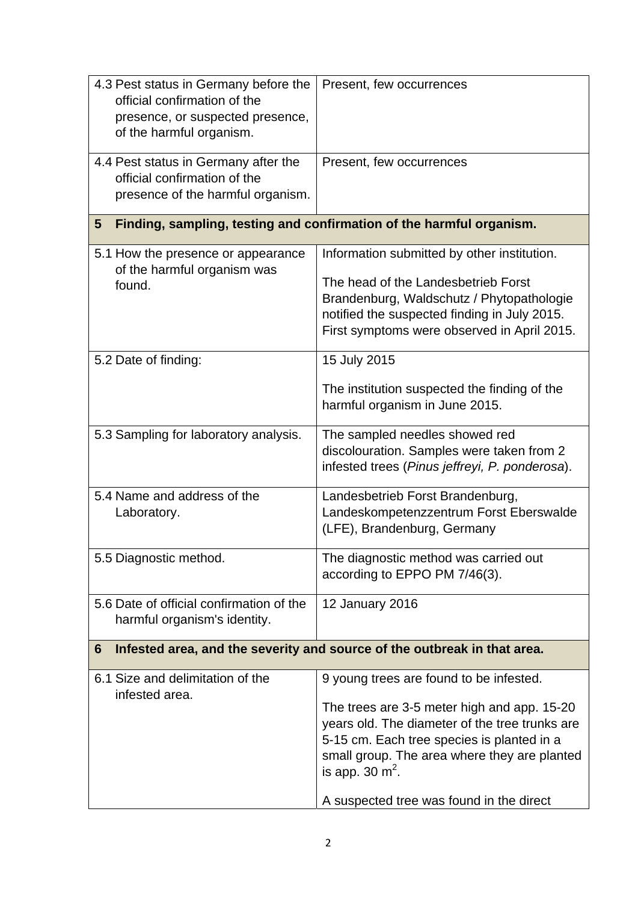| | |
|---|---|
| 4.3 Pest status in Germany before the official confirmation of the presence, or suspected presence, of the harmful organism. | Present, few occurrences |
| 4.4 Pest status in Germany after the official confirmation of the presence of the harmful organism. | Present, few occurrences |
| **5 Finding, sampling, testing and confirmation of the harmful organism.** | |
| 5.1 How the presence or appearance of the harmful organism was found. | Information submitted by other institution.<br><br>The head of the Landesbetrieb Forst Brandenburg, Waldschutz / Phytopathologie notified the suspected finding in July 2015. First symptoms were observed in April 2015. |
| 5.2 Date of finding: | 15 July 2015<br><br>The institution suspected the finding of the harmful organism in June 2015. |
| 5.3 Sampling for laboratory analysis. | The sampled needles showed red discolouration. Samples were taken from 2 infested trees (*Pinus jeffreyi, P. ponderosa*). |
| 5.4 Name and address of the Laboratory. | Landesbetrieb Forst Brandenburg, Landeskompetenzzentrum Forst Eberswalde (LFE), Brandenburg, Germany |
| 5.5 Diagnostic method. | The diagnostic method was carried out according to EPPO PM 7/46(3). |
| 5.6 Date of official confirmation of the harmful organism's identity. | 12 January 2016 |
| **6 Infested area, and the severity and source of the outbreak in that area.** | |
| 6.1 Size and delimitation of the infested area. | 9 young trees are found to be infested.<br><br>The trees are 3-5 meter high and app. 15-20 years old. The diameter of the tree trunks are 5-15 cm. Each tree species is planted in a small group. The area where they are planted is app. 30 $m^2$.<br><br>A suspected tree was found in the direct |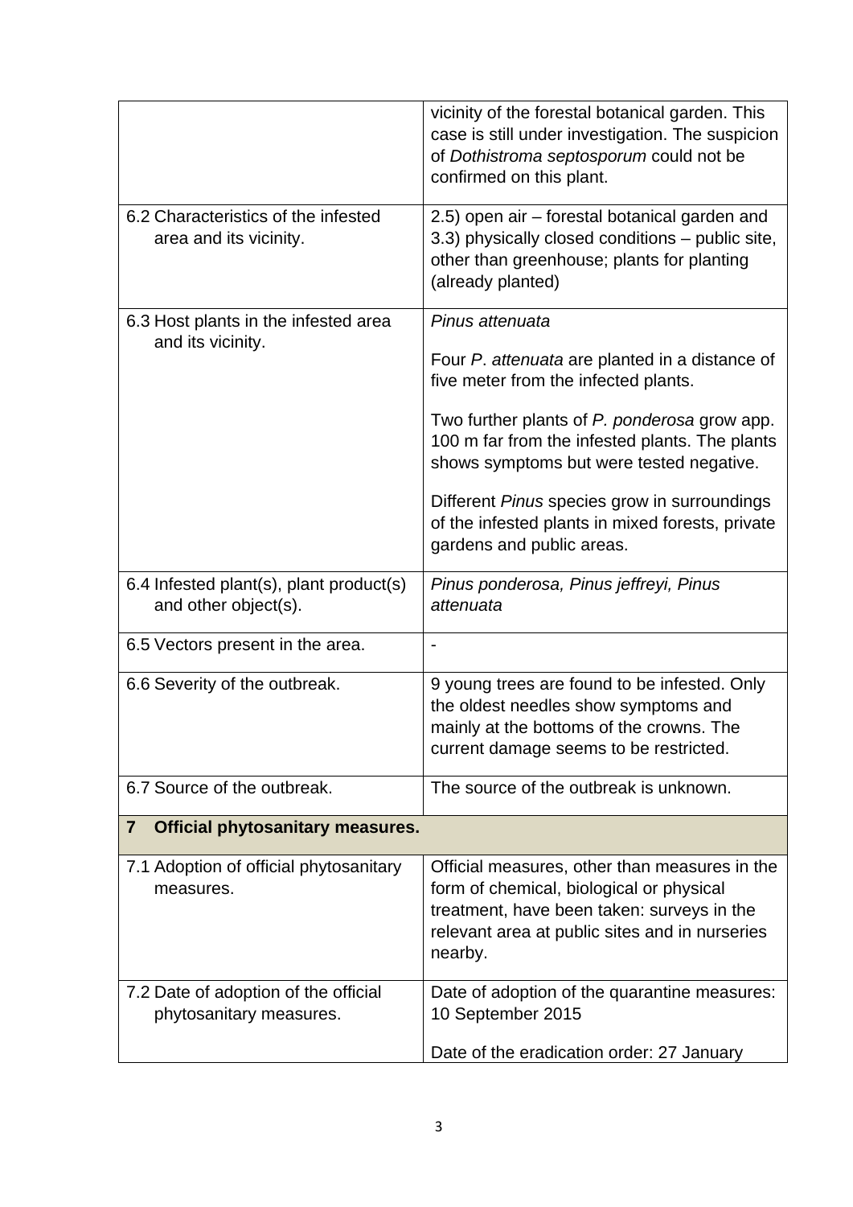| | |
|---|---|
| | vicinity of the forestal botanical garden. This case is still under investigation. The suspicion of *Dothistroma septosporum* could not be confirmed on this plant. |
| 6.2 Characteristics of the infested area and its vicinity. | 2.5) open air – forestal botanical garden and 3.3) physically closed conditions – public site, other than greenhouse; plants for planting (already planted) |
| 6.3 Host plants in the infested area and its vicinity. | *Pinus attenuata*<br><br>Four *P. attenuata* are planted in a distance of five meter from the infected plants.<br><br>Two further plants of *P. ponderosa* grow app. 100 m far from the infested plants. The plants shows symptoms but were tested negative.<br><br>Different *Pinus* species grow in surroundings of the infested plants in mixed forests, private gardens and public areas. |
| 6.4 Infested plant(s), plant product(s) and other object(s). | *Pinus ponderosa, Pinus jeffreyi, Pinus attenuata* |
| 6.5 Vectors present in the area. | - |
| 6.6 Severity of the outbreak. | 9 young trees are found to be infested. Only the oldest needles show symptoms and mainly at the bottoms of the crowns. The current damage seems to be restricted. |
| 6.7 Source of the outbreak. | The source of the outbreak is unknown. |
| **7 Official phytosanitary measures.** | |
| 7.1 Adoption of official phytosanitary measures. | Official measures, other than measures in the form of chemical, biological or physical treatment, have been taken: surveys in the relevant area at public sites and in nurseries nearby. |
| 7.2 Date of adoption of the official phytosanitary measures. | Date of adoption of the quarantine measures: 10 September 2015<br><br>Date of the eradication order: 27 January |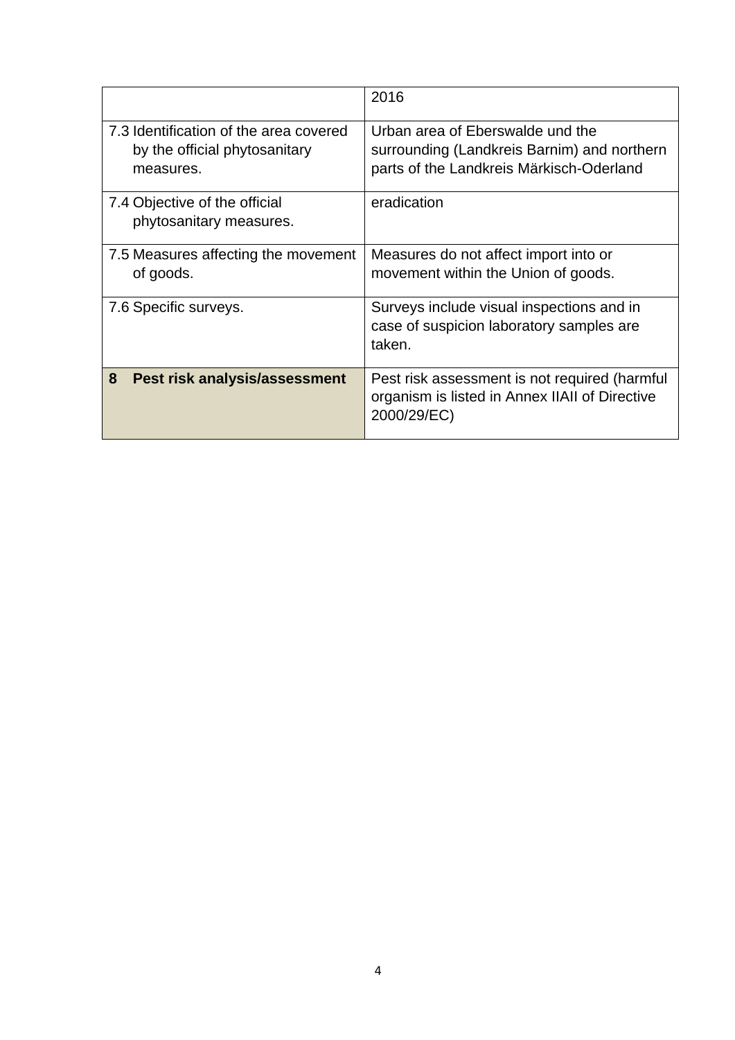| | |
|---|---|
| | 2016 |
| 7.3 Identification of the area covered by the official phytosanitary measures. | Urban area of Eberswalde und the surrounding (Landkreis Barnim) and northern parts of the Landkreis Märkisch-Oderland |
| 7.4 Objective of the official phytosanitary measures. | eradication |
| 7.5 Measures affecting the movement of goods. | Measures do not affect import into or movement within the Union of goods. |
| 7.6 Specific surveys. | Surveys include visual inspections and in case of suspicion laboratory samples are taken. |
| **8 Pest risk analysis/assessment** | Pest risk assessment is not required (harmful organism is listed in Annex IIAII of Directive 2000/29/EC) |